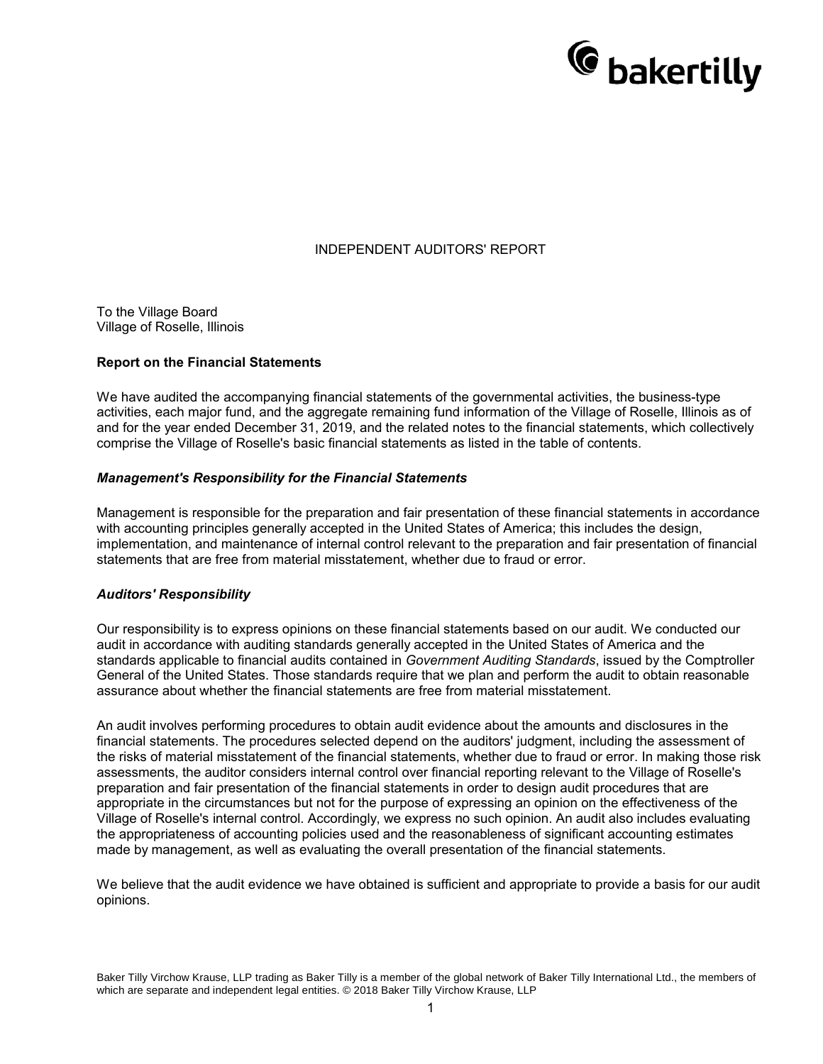bakertilly

# INDEPENDENT AUDITORS' REPORT

To the Village Board
Village of Roselle, Illinois

**Report on the Financial Statements**

We have audited the accompanying financial statements of the governmental activities, the business-type activities, each major fund, and the aggregate remaining fund information of the Village of Roselle, Illinois as of and for the year ended December 31, 2019, and the related notes to the financial statements, which collectively comprise the Village of Roselle's basic financial statements as listed in the table of contents.

***Management's Responsibility for the Financial Statements***

Management is responsible for the preparation and fair presentation of these financial statements in accordance with accounting principles generally accepted in the United States of America; this includes the design, implementation, and maintenance of internal control relevant to the preparation and fair presentation of financial statements that are free from material misstatement, whether due to fraud or error.

***Auditors' Responsibility***

Our responsibility is to express opinions on these financial statements based on our audit. We conducted our audit in accordance with auditing standards generally accepted in the United States of America and the standards applicable to financial audits contained in *Government Auditing Standards*, issued by the Comptroller General of the United States. Those standards require that we plan and perform the audit to obtain reasonable assurance about whether the financial statements are free from material misstatement.

An audit involves performing procedures to obtain audit evidence about the amounts and disclosures in the financial statements. The procedures selected depend on the auditors' judgment, including the assessment of the risks of material misstatement of the financial statements, whether due to fraud or error. In making those risk assessments, the auditor considers internal control over financial reporting relevant to the Village of Roselle's preparation and fair presentation of the financial statements in order to design audit procedures that are appropriate in the circumstances but not for the purpose of expressing an opinion on the effectiveness of the Village of Roselle's internal control. Accordingly, we express no such opinion. An audit also includes evaluating the appropriateness of accounting policies used and the reasonableness of significant accounting estimates made by management, as well as evaluating the overall presentation of the financial statements.

We believe that the audit evidence we have obtained is sufficient and appropriate to provide a basis for our audit opinions.

Baker Tilly Virchow Krause, LLP trading as Baker Tilly is a member of the global network of Baker Tilly International Ltd., the members of which are separate and independent legal entities. © 2018 Baker Tilly Virchow Krause, LLP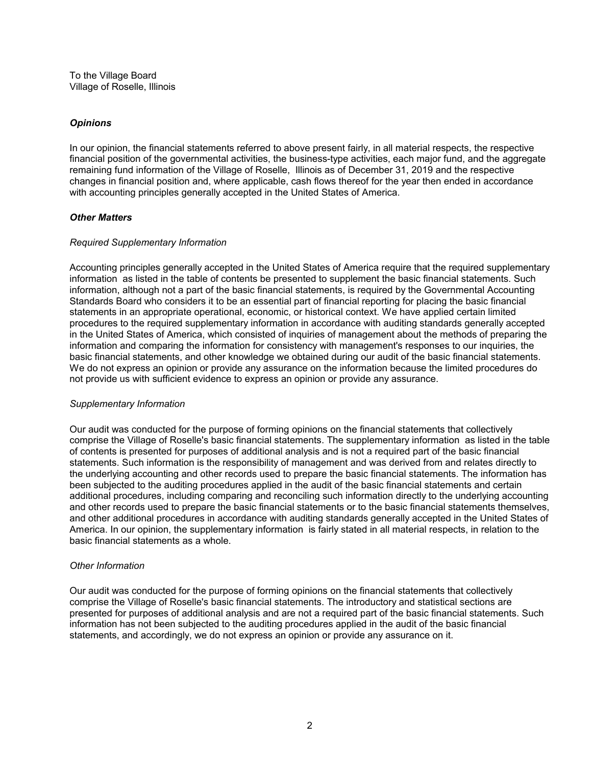To the Village Board
Village of Roselle, Illinois

### *Opinions*

In our opinion, the financial statements referred to above present fairly, in all material respects, the respective financial position of the governmental activities, the business-type activities, each major fund, and the aggregate remaining fund information of the Village of Roselle, Illinois as of December 31, 2019 and the respective changes in financial position and, where applicable, cash flows thereof for the year then ended in accordance with accounting principles generally accepted in the United States of America.

### *Other Matters*

#### *Required Supplementary Information*

Accounting principles generally accepted in the United States of America require that the required supplementary information as listed in the table of contents be presented to supplement the basic financial statements. Such information, although not a part of the basic financial statements, is required by the Governmental Accounting Standards Board who considers it to be an essential part of financial reporting for placing the basic financial statements in an appropriate operational, economic, or historical context. We have applied certain limited procedures to the required supplementary information in accordance with auditing standards generally accepted in the United States of America, which consisted of inquiries of management about the methods of preparing the information and comparing the information for consistency with management's responses to our inquiries, the basic financial statements, and other knowledge we obtained during our audit of the basic financial statements. We do not express an opinion or provide any assurance on the information because the limited procedures do not provide us with sufficient evidence to express an opinion or provide any assurance.

#### *Supplementary Information*

Our audit was conducted for the purpose of forming opinions on the financial statements that collectively comprise the Village of Roselle's basic financial statements. The supplementary information as listed in the table of contents is presented for purposes of additional analysis and is not a required part of the basic financial statements. Such information is the responsibility of management and was derived from and relates directly to the underlying accounting and other records used to prepare the basic financial statements. The information has been subjected to the auditing procedures applied in the audit of the basic financial statements and certain additional procedures, including comparing and reconciling such information directly to the underlying accounting and other records used to prepare the basic financial statements or to the basic financial statements themselves, and other additional procedures in accordance with auditing standards generally accepted in the United States of America. In our opinion, the supplementary information is fairly stated in all material respects, in relation to the basic financial statements as a whole.

#### *Other Information*

Our audit was conducted for the purpose of forming opinions on the financial statements that collectively comprise the Village of Roselle's basic financial statements. The introductory and statistical sections are presented for purposes of additional analysis and are not a required part of the basic financial statements. Such information has not been subjected to the auditing procedures applied in the audit of the basic financial statements, and accordingly, we do not express an opinion or provide any assurance on it.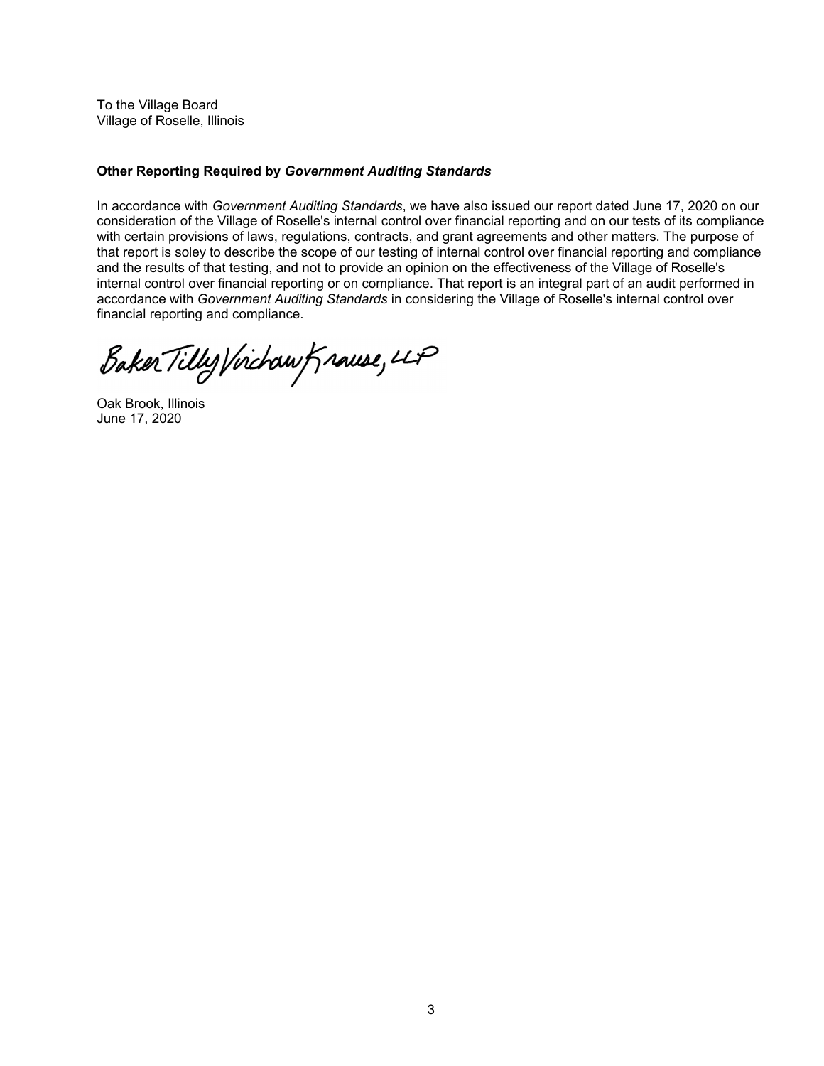To the Village Board
Village of Roselle, Illinois

**Other Reporting Required by *Government Auditing Standards***

In accordance with *Government Auditing Standards*, we have also issued our report dated June 17, 2020 on our consideration of the Village of Roselle's internal control over financial reporting and on our tests of its compliance with certain provisions of laws, regulations, contracts, and grant agreements and other matters. The purpose of that report is soley to describe the scope of our testing of internal control over financial reporting and compliance and the results of that testing, and not to provide an opinion on the effectiveness of the Village of Roselle's internal control over financial reporting or on compliance. That report is an integral part of an audit performed in accordance with *Government Auditing Standards* in considering the Village of Roselle's internal control over financial reporting and compliance.

Baker Tilly Virchow Krause, LLP

Oak Brook, Illinois
June 17, 2020